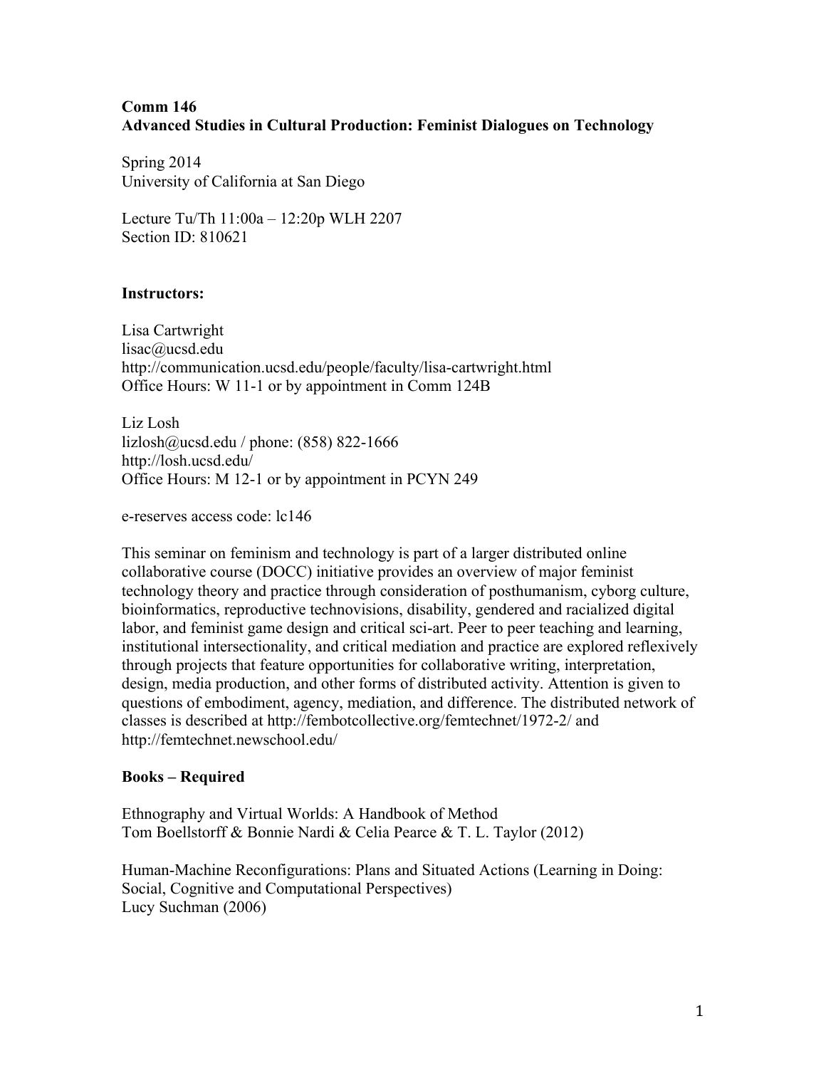**Comm 146**
**Advanced Studies in Cultural Production: Feminist Dialogues on Technology**

Spring 2014
University of California at San Diego

Lecture Tu/Th 11:00a – 12:20p WLH 2207
Section ID: 810621

**Instructors:**

Lisa Cartwright
lisac@ucsd.edu
http://communication.ucsd.edu/people/faculty/lisa-cartwright.html
Office Hours: W 11-1 or by appointment in Comm 124B

Liz Losh
lizlosh@ucsd.edu / phone: (858) 822-1666
http://losh.ucsd.edu/
Office Hours: M 12-1 or by appointment in PCYN 249

e-reserves access code: lc146

This seminar on feminism and technology is part of a larger distributed online collaborative course (DOCC) initiative provides an overview of major feminist technology theory and practice through consideration of posthumanism, cyborg culture, bioinformatics, reproductive technovisions, disability, gendered and racialized digital labor, and feminist game design and critical sci-art. Peer to peer teaching and learning, institutional intersectionality, and critical mediation and practice are explored reflexively through projects that feature opportunities for collaborative writing, interpretation, design, media production, and other forms of distributed activity. Attention is given to questions of embodiment, agency, mediation, and difference. The distributed network of classes is described at http://fembotcollective.org/femtechnet/1972-2/ and http://femtechnet.newschool.edu/

**Books – Required**

Ethnography and Virtual Worlds: A Handbook of Method
Tom Boellstorff & Bonnie Nardi & Celia Pearce & T. L. Taylor (2012)

Human-Machine Reconfigurations: Plans and Situated Actions (Learning in Doing: Social, Cognitive and Computational Perspectives)
Lucy Suchman (2006)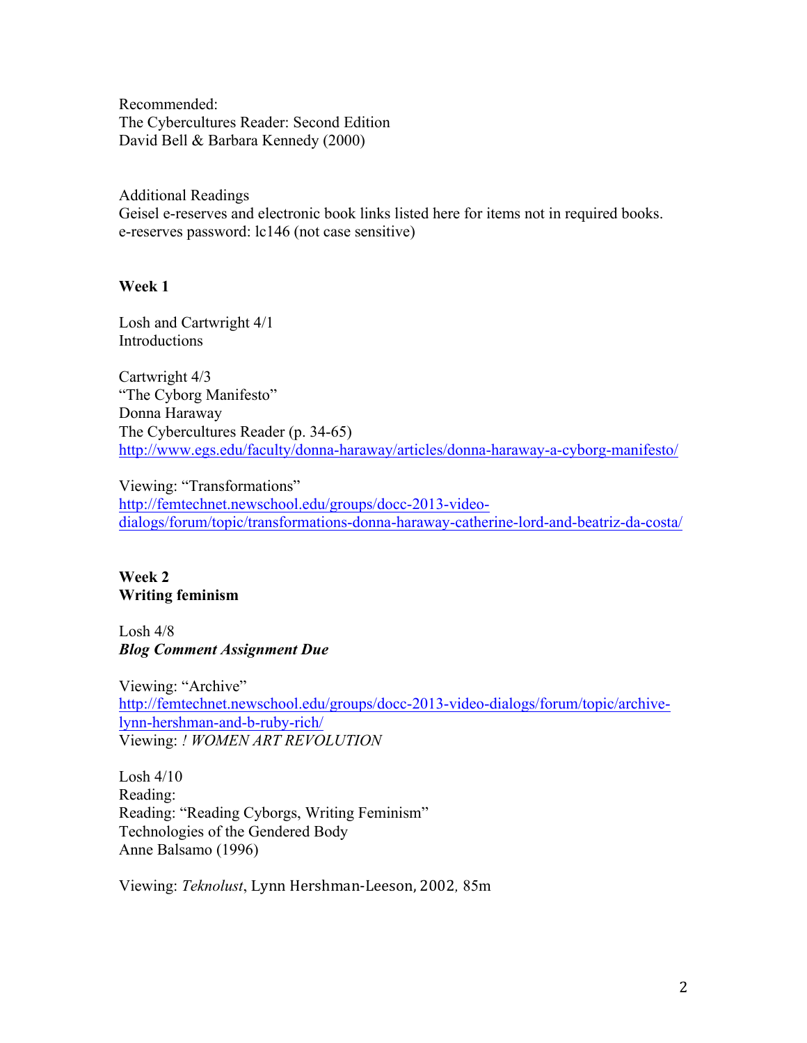Recommended:
The Cybercultures Reader: Second Edition
David Bell & Barbara Kennedy (2000)

Additional Readings
Geisel e-reserves and electronic book links listed here for items not in required books.
e-reserves password: lc146 (not case sensitive)

**Week 1**

Losh and Cartwright 4/1
Introductions

Cartwright 4/3
"The Cyborg Manifesto"
Donna Haraway
The Cybercultures Reader (p. 34-65)
http://www.egs.edu/faculty/donna-haraway/articles/donna-haraway-a-cyborg-manifesto/

Viewing: "Transformations"
http://femtechnet.newschool.edu/groups/docc-2013-video-dialogs/forum/topic/transformations-donna-haraway-catherine-lord-and-beatriz-da-costa/

**Week 2**
**Writing feminism**

Losh 4/8
***Blog Comment Assignment Due***

Viewing: "Archive"
http://femtechnet.newschool.edu/groups/docc-2013-video-dialogs/forum/topic/archive-lynn-hershman-and-b-ruby-rich/
Viewing: *! WOMEN ART REVOLUTION*

Losh 4/10
Reading:
Reading: "Reading Cyborgs, Writing Feminism"
Technologies of the Gendered Body
Anne Balsamo (1996)

Viewing: *Teknolust*, Lynn Hershman-Leeson, 2002, 85m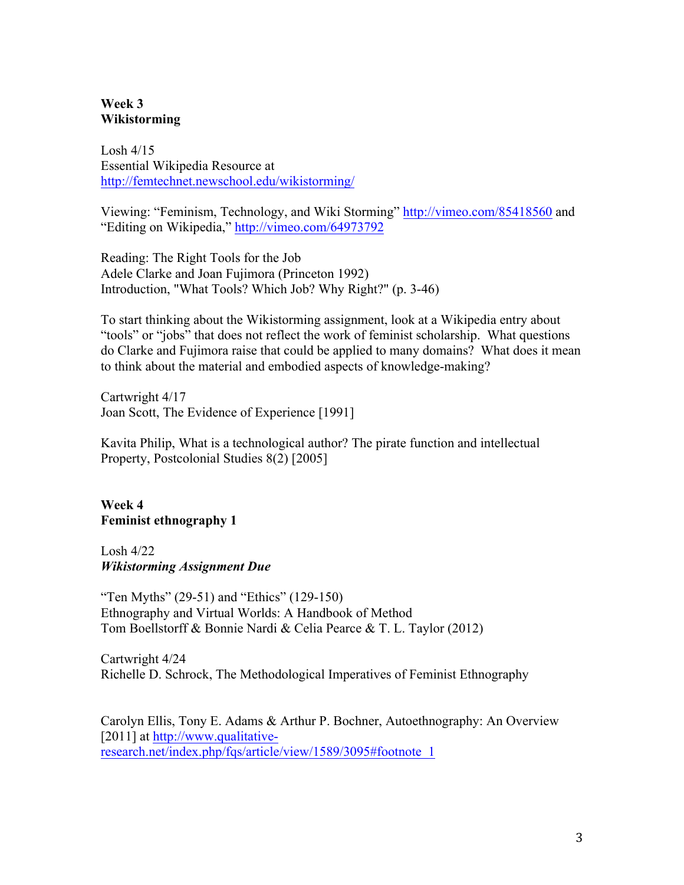**Week 3**
**Wikistorming**

Losh 4/15
Essential Wikipedia Resource at
http://femtechnet.newschool.edu/wikistorming/

Viewing: "Feminism, Technology, and Wiki Storming" http://vimeo.com/85418560 and "Editing on Wikipedia," http://vimeo.com/64973792

Reading: The Right Tools for the Job
Adele Clarke and Joan Fujimora (Princeton 1992)
Introduction, "What Tools? Which Job? Why Right?" (p. 3-46)

To start thinking about the Wikistorming assignment, look at a Wikipedia entry about "tools" or "jobs" that does not reflect the work of feminist scholarship. What questions do Clarke and Fujimora raise that could be applied to many domains? What does it mean to think about the material and embodied aspects of knowledge-making?

Cartwright 4/17
Joan Scott, The Evidence of Experience [1991]

Kavita Philip, What is a technological author? The pirate function and intellectual Property, Postcolonial Studies 8(2) [2005]

**Week 4**
**Feminist ethnography 1**

Losh 4/22
***Wikistorming Assignment Due***

"Ten Myths" (29-51) and "Ethics" (129-150)
Ethnography and Virtual Worlds: A Handbook of Method
Tom Boellstorff & Bonnie Nardi & Celia Pearce & T. L. Taylor (2012)

Cartwright 4/24
Richelle D. Schrock, The Methodological Imperatives of Feminist Ethnography

Carolyn Ellis, Tony E. Adams & Arthur P. Bochner, Autoethnography: An Overview [2011] at http://www.qualitative-research.net/index.php/fqs/article/view/1589/3095#footnote_1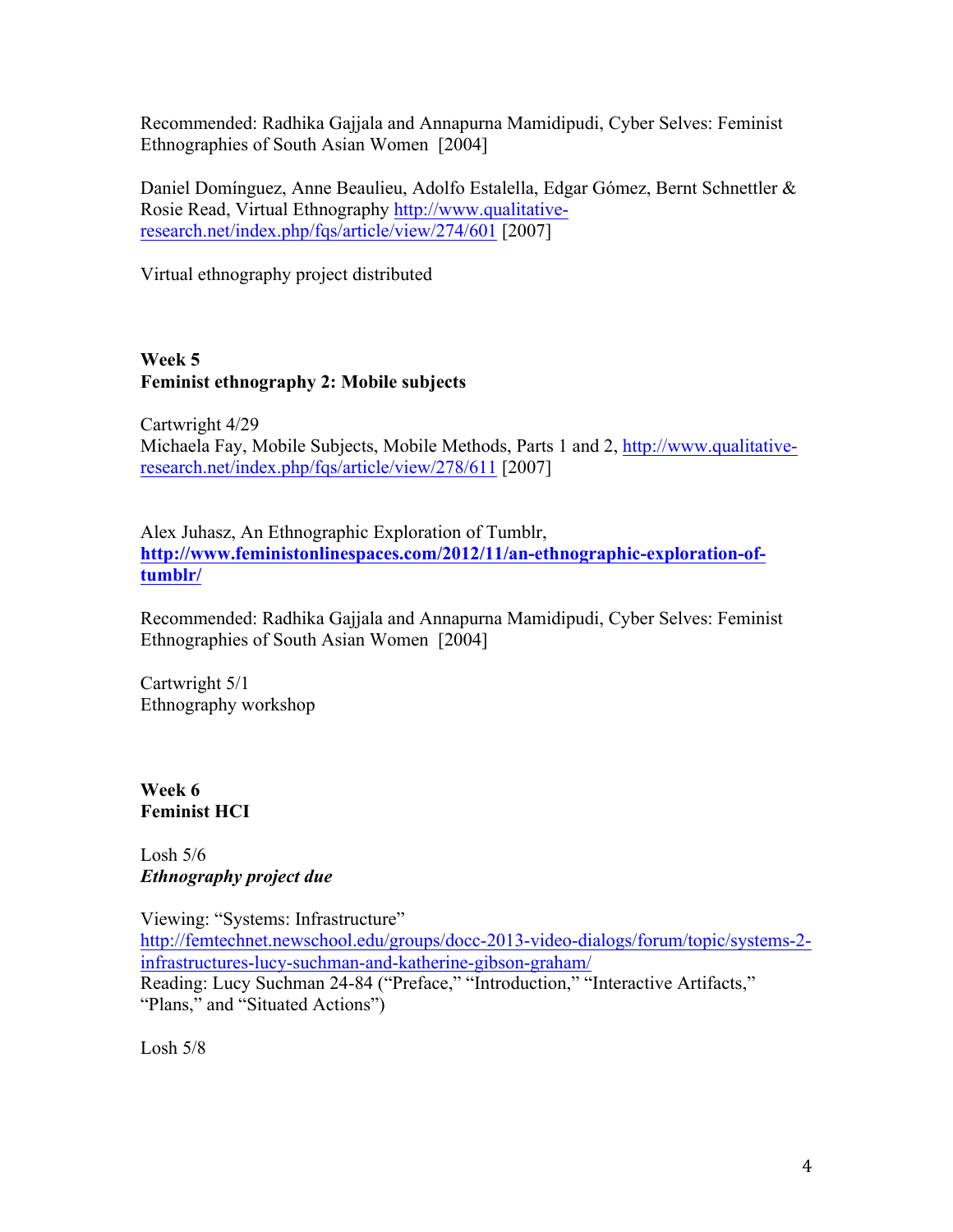Recommended: Radhika Gajjala and Annapurna Mamidipudi, Cyber Selves: Feminist Ethnographies of South Asian Women [2004]

Daniel Domínguez, Anne Beaulieu, Adolfo Estalella, Edgar Gómez, Bernt Schnettler & Rosie Read, Virtual Ethnography http://www.qualitative-research.net/index.php/fqs/article/view/274/601 [2007]

Virtual ethnography project distributed

**Week 5**
**Feminist ethnography 2: Mobile subjects**

Cartwright 4/29
Michaela Fay, Mobile Subjects, Mobile Methods, Parts 1 and 2, http://www.qualitative-research.net/index.php/fqs/article/view/278/611 [2007]

Alex Juhasz, An Ethnographic Exploration of Tumblr, **http://www.feministonlinespaces.com/2012/11/an-ethnographic-exploration-of-tumblr/**

Recommended: Radhika Gajjala and Annapurna Mamidipudi, Cyber Selves: Feminist Ethnographies of South Asian Women [2004]

Cartwright 5/1
Ethnography workshop

**Week 6**
**Feminist HCI**

Losh 5/6
***Ethnography project due***

Viewing: "Systems: Infrastructure"
http://femtechnet.newschool.edu/groups/docc-2013-video-dialogs/forum/topic/systems-2-infrastructures-lucy-suchman-and-katherine-gibson-graham/
Reading: Lucy Suchman 24-84 ("Preface," "Introduction," "Interactive Artifacts," "Plans," and "Situated Actions")

Losh 5/8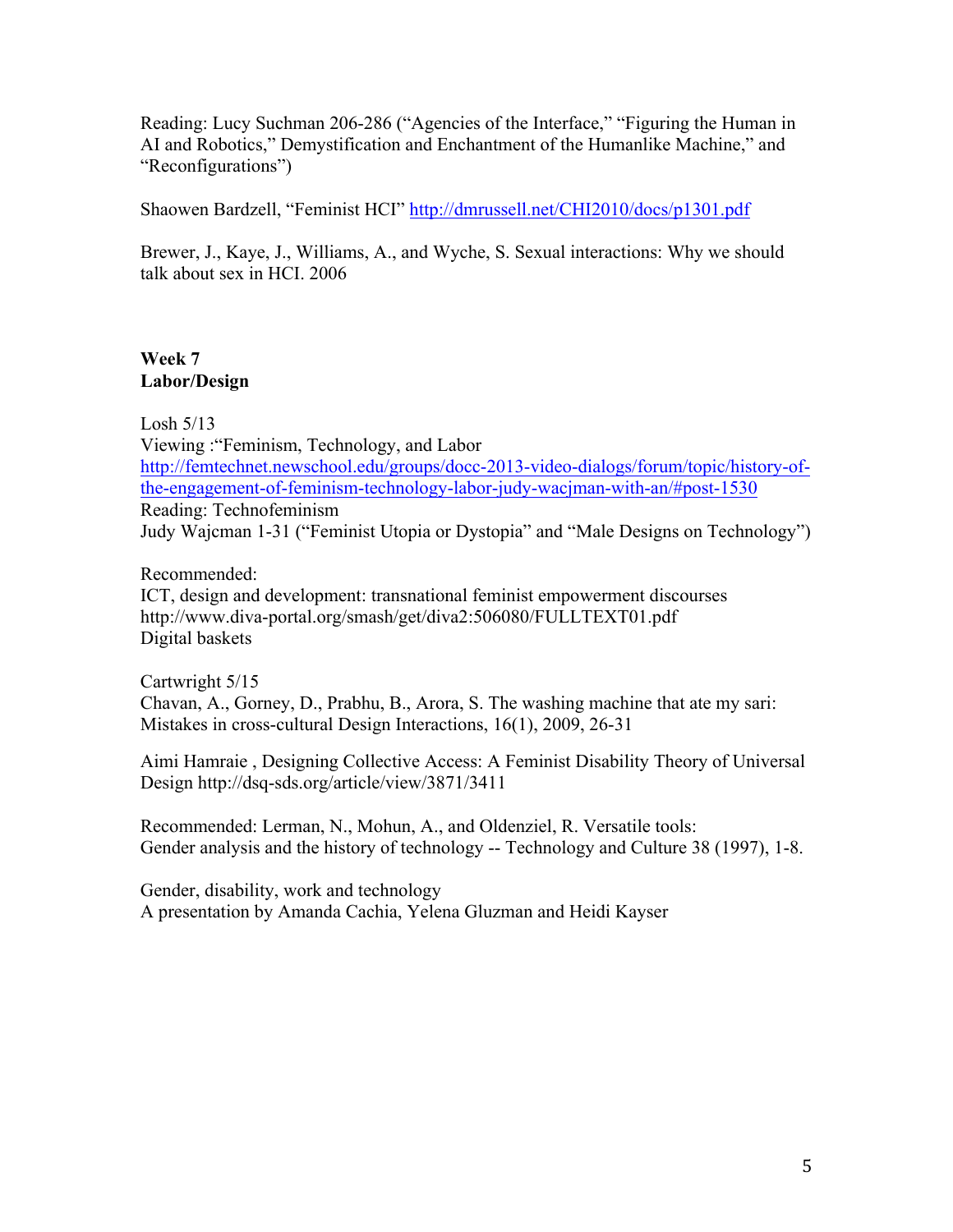Reading: Lucy Suchman 206-286 (“Agencies of the Interface,” “Figuring the Human in AI and Robotics,” Demystification and Enchantment of the Humanlike Machine,” and “Reconfigurations”)

Shaowen Bardzell, “Feminist HCI” [http://dmrussell.net/CHI2010/docs/p1301.pdf](http://dmrussell.net/CHI2010/docs/p1301.pdf)

Brewer, J., Kaye, J., Williams, A., and Wyche, S. Sexual interactions: Why we should talk about sex in HCI. 2006

**Week 7**
**Labor/Design**

Losh 5/13
Viewing :“Feminism, Technology, and Labor
[http://femtechnet.newschool.edu/groups/docc-2013-video-dialogs/forum/topic/history-of-the-engagement-of-feminism-technology-labor-judy-wacjman-with-an/#post-1530](http://femtechnet.newschool.edu/groups/docc-2013-video-dialogs/forum/topic/history-of-the-engagement-of-feminism-technology-labor-judy-wacjman-with-an/#post-1530)
Reading: Technofeminism
Judy Wajcman 1-31 (“Feminist Utopia or Dystopia” and “Male Designs on Technology”)

Recommended:
ICT, design and development: transnational feminist empowerment discourses
http://www.diva-portal.org/smash/get/diva2:506080/FULLTEXT01.pdf
Digital baskets

Cartwright 5/15
Chavan, A., Gorney, D., Prabhu, B., Arora, S. The washing machine that ate my sari: Mistakes in cross-cultural Design Interactions, 16(1), 2009, 26-31

Aimi Hamraie , Designing Collective Access: A Feminist Disability Theory of Universal Design http://dsq-sds.org/article/view/3871/3411

Recommended: Lerman, N., Mohun, A., and Oldenziel, R. Versatile tools: Gender analysis and the history of technology -- Technology and Culture 38 (1997), 1-8.

Gender, disability, work and technology
A presentation by Amanda Cachia, Yelena Gluzman and Heidi Kayser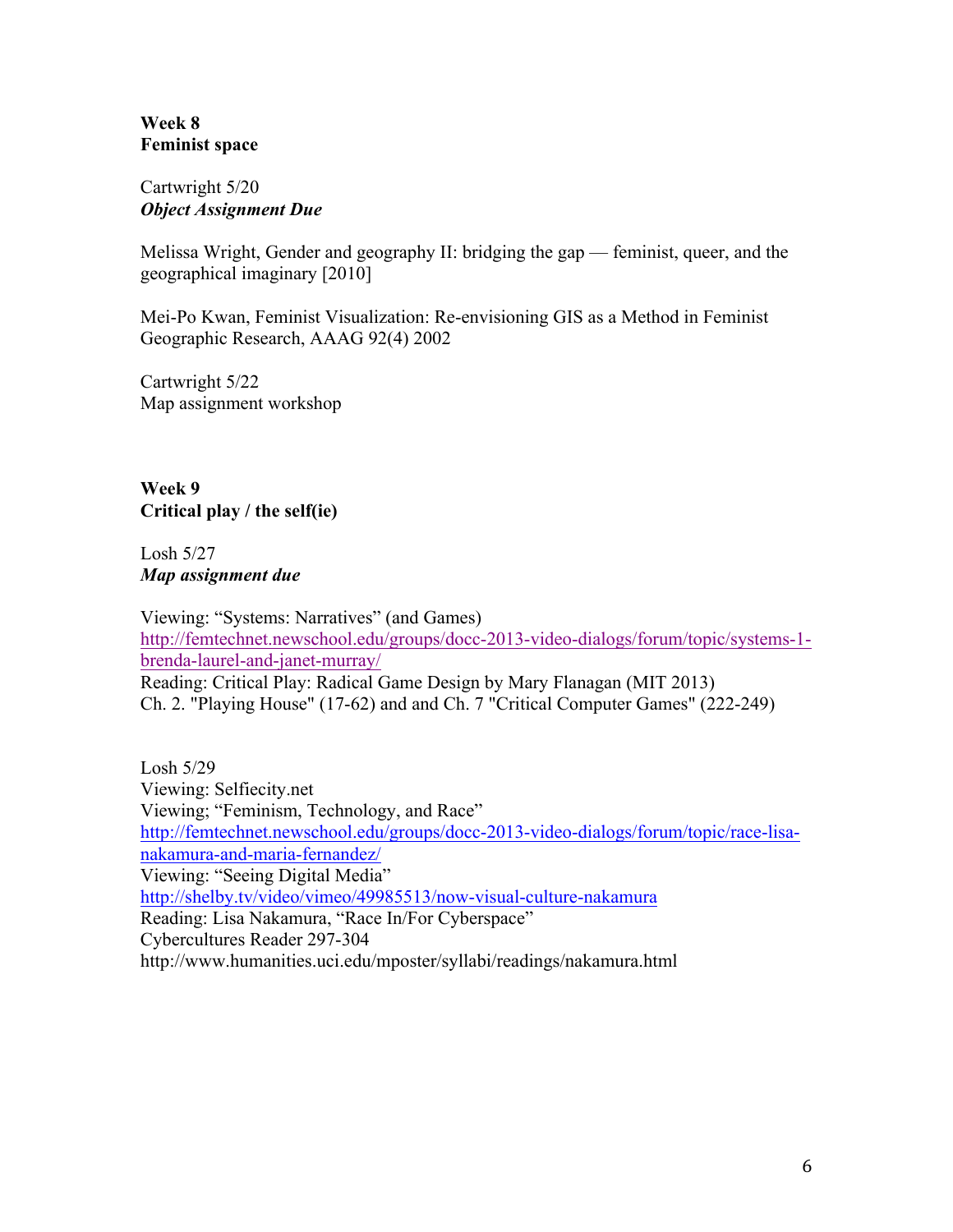**Week 8**
**Feminist space**

Cartwright 5/20
***Object Assignment Due***

Melissa Wright, Gender and geography II: bridging the gap — feminist, queer, and the geographical imaginary [2010]

Mei-Po Kwan, Feminist Visualization: Re-envisioning GIS as a Method in Feminist Geographic Research, AAAG 92(4) 2002

Cartwright 5/22
Map assignment workshop

**Week 9**
**Critical play / the self(ie)**

Losh 5/27
***Map assignment due***

Viewing: "Systems: Narratives" (and Games)
http://femtechnet.newschool.edu/groups/docc-2013-video-dialogs/forum/topic/systems-1-brenda-laurel-and-janet-murray/
Reading: Critical Play: Radical Game Design by Mary Flanagan (MIT 2013)
Ch. 2. "Playing House" (17-62) and and Ch. 7 "Critical Computer Games" (222-249)

Losh 5/29
Viewing: Selfiecity.net
Viewing; "Feminism, Technology, and Race"
http://femtechnet.newschool.edu/groups/docc-2013-video-dialogs/forum/topic/race-lisa-nakamura-and-maria-fernandez/
Viewing: "Seeing Digital Media"
http://shelby.tv/video/vimeo/49985513/now-visual-culture-nakamura
Reading: Lisa Nakamura, "Race In/For Cyberspace"
Cybercultures Reader 297-304
http://www.humanities.uci.edu/mposter/syllabi/readings/nakamura.html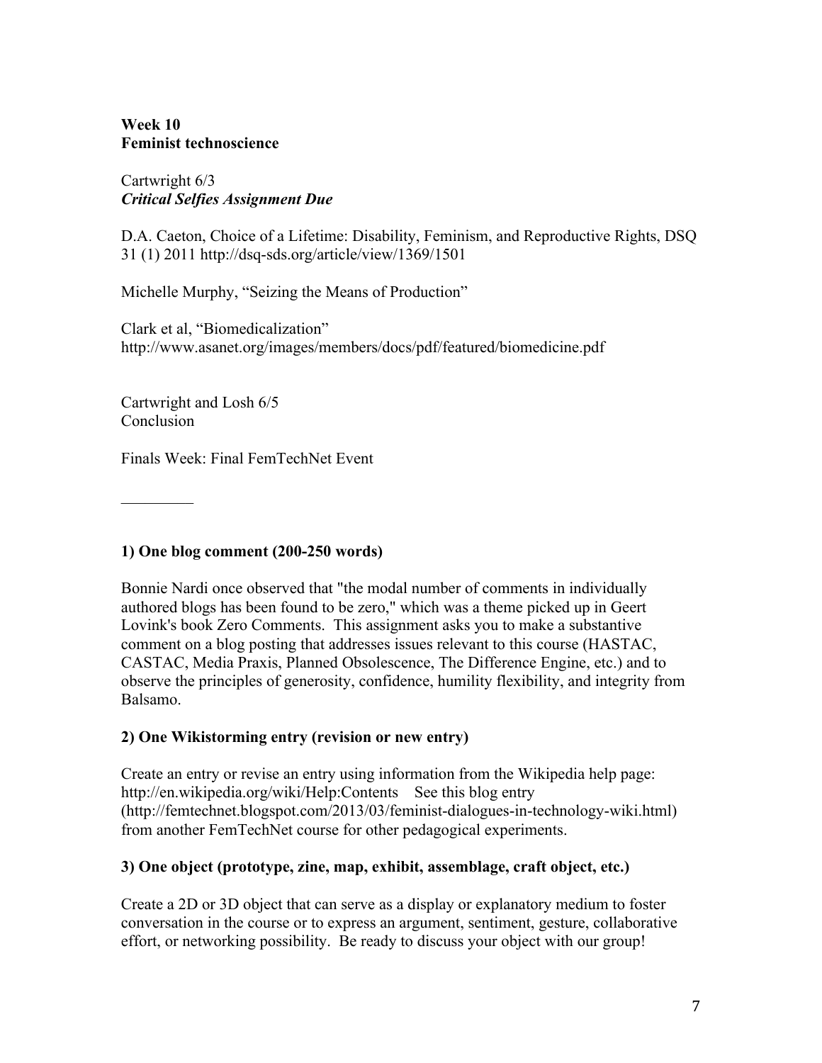**Week 10**
**Feminist technoscience**

Cartwright 6/3
***Critical Selfies Assignment Due***

D.A. Caeton, Choice of a Lifetime: Disability, Feminism, and Reproductive Rights, DSQ 31 (1) 2011 http://dsq-sds.org/article/view/1369/1501

Michelle Murphy, "Seizing the Means of Production"

Clark et al, "Biomedicalization"
http://www.asanet.org/images/members/docs/pdf/featured/biomedicine.pdf

Cartwright and Losh 6/5
Conclusion

Finals Week: Final FemTechNet Event

---

**1) One blog comment (200-250 words)**

Bonnie Nardi once observed that "the modal number of comments in individually authored blogs has been found to be zero," which was a theme picked up in Geert Lovink's book Zero Comments. This assignment asks you to make a substantive comment on a blog posting that addresses issues relevant to this course (HASTAC, CASTAC, Media Praxis, Planned Obsolescence, The Difference Engine, etc.) and to observe the principles of generosity, confidence, humility flexibility, and integrity from Balsamo.

**2) One Wikistorming entry (revision or new entry)**

Create an entry or revise an entry using information from the Wikipedia help page: http://en.wikipedia.org/wiki/Help:Contents See this blog entry (http://femtechnet.blogspot.com/2013/03/feminist-dialogues-in-technology-wiki.html) from another FemTechNet course for other pedagogical experiments.

**3) One object (prototype, zine, map, exhibit, assemblage, craft object, etc.)**

Create a 2D or 3D object that can serve as a display or explanatory medium to foster conversation in the course or to express an argument, sentiment, gesture, collaborative effort, or networking possibility. Be ready to discuss your object with our group!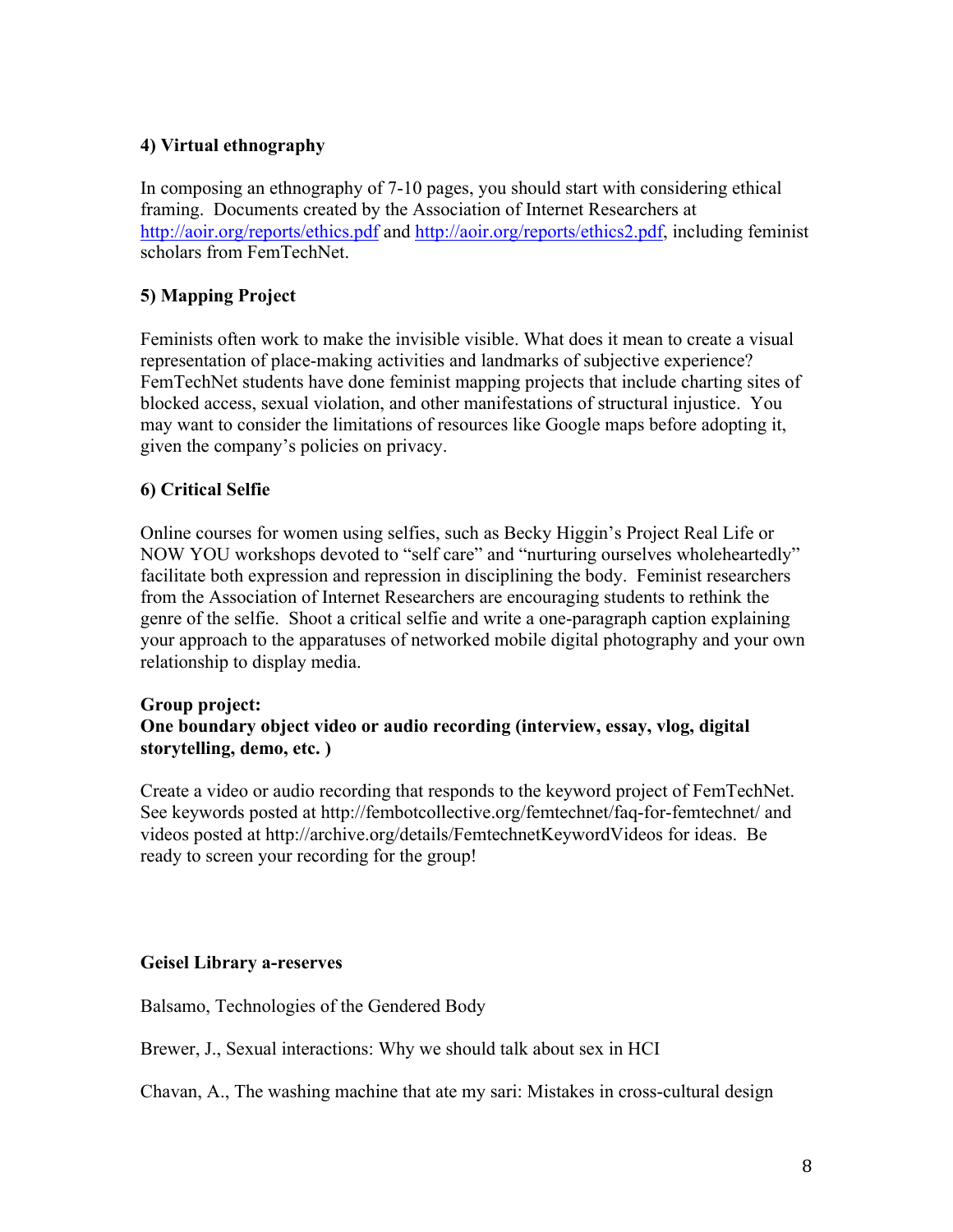**4) Virtual ethnography**

In composing an ethnography of 7-10 pages, you should start with considering ethical framing. Documents created by the Association of Internet Researchers at http://aoir.org/reports/ethics.pdf and http://aoir.org/reports/ethics2.pdf, including feminist scholars from FemTechNet.

**5) Mapping Project**

Feminists often work to make the invisible visible. What does it mean to create a visual representation of place-making activities and landmarks of subjective experience? FemTechNet students have done feminist mapping projects that include charting sites of blocked access, sexual violation, and other manifestations of structural injustice. You may want to consider the limitations of resources like Google maps before adopting it, given the company's policies on privacy.

**6) Critical Selfie**

Online courses for women using selfies, such as Becky Higgin's Project Real Life or NOW YOU workshops devoted to "self care" and "nurturing ourselves wholeheartedly" facilitate both expression and repression in disciplining the body. Feminist researchers from the Association of Internet Researchers are encouraging students to rethink the genre of the selfie. Shoot a critical selfie and write a one-paragraph caption explaining your approach to the apparatuses of networked mobile digital photography and your own relationship to display media.

**Group project:**
**One boundary object video or audio recording (interview, essay, vlog, digital storytelling, demo, etc. )**

Create a video or audio recording that responds to the keyword project of FemTechNet. See keywords posted at http://fembotcollective.org/femtechnet/faq-for-femtechnet/ and videos posted at http://archive.org/details/FemtechnetKeywordVideos for ideas. Be ready to screen your recording for the group!

**Geisel Library a-reserves**

Balsamo, Technologies of the Gendered Body

Brewer, J., Sexual interactions: Why we should talk about sex in HCI

Chavan, A., The washing machine that ate my sari: Mistakes in cross-cultural design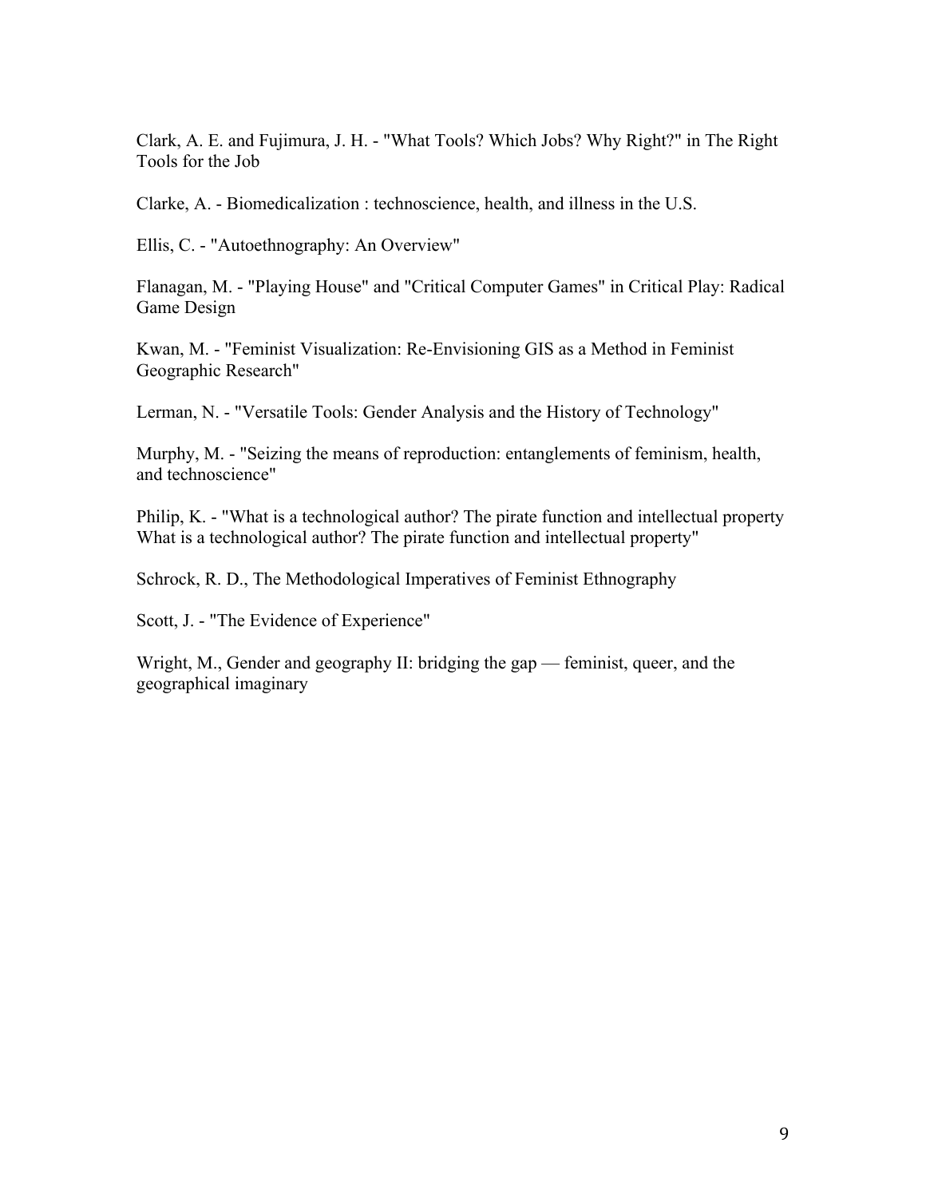Clark, A. E. and Fujimura, J. H. - "What Tools? Which Jobs? Why Right?" in The Right Tools for the Job

Clarke, A. - Biomedicalization : technoscience, health, and illness in the U.S.

Ellis, C. - "Autoethnography: An Overview"

Flanagan, M. - "Playing House" and "Critical Computer Games" in Critical Play: Radical Game Design

Kwan, M. - "Feminist Visualization: Re-Envisioning GIS as a Method in Feminist Geographic Research"

Lerman, N. - "Versatile Tools: Gender Analysis and the History of Technology"

Murphy, M. - "Seizing the means of reproduction: entanglements of feminism, health, and technoscience"

Philip, K. - "What is a technological author? The pirate function and intellectual property What is a technological author? The pirate function and intellectual property"

Schrock, R. D., The Methodological Imperatives of Feminist Ethnography

Scott, J. - "The Evidence of Experience"

Wright, M., Gender and geography II: bridging the gap — feminist, queer, and the geographical imaginary